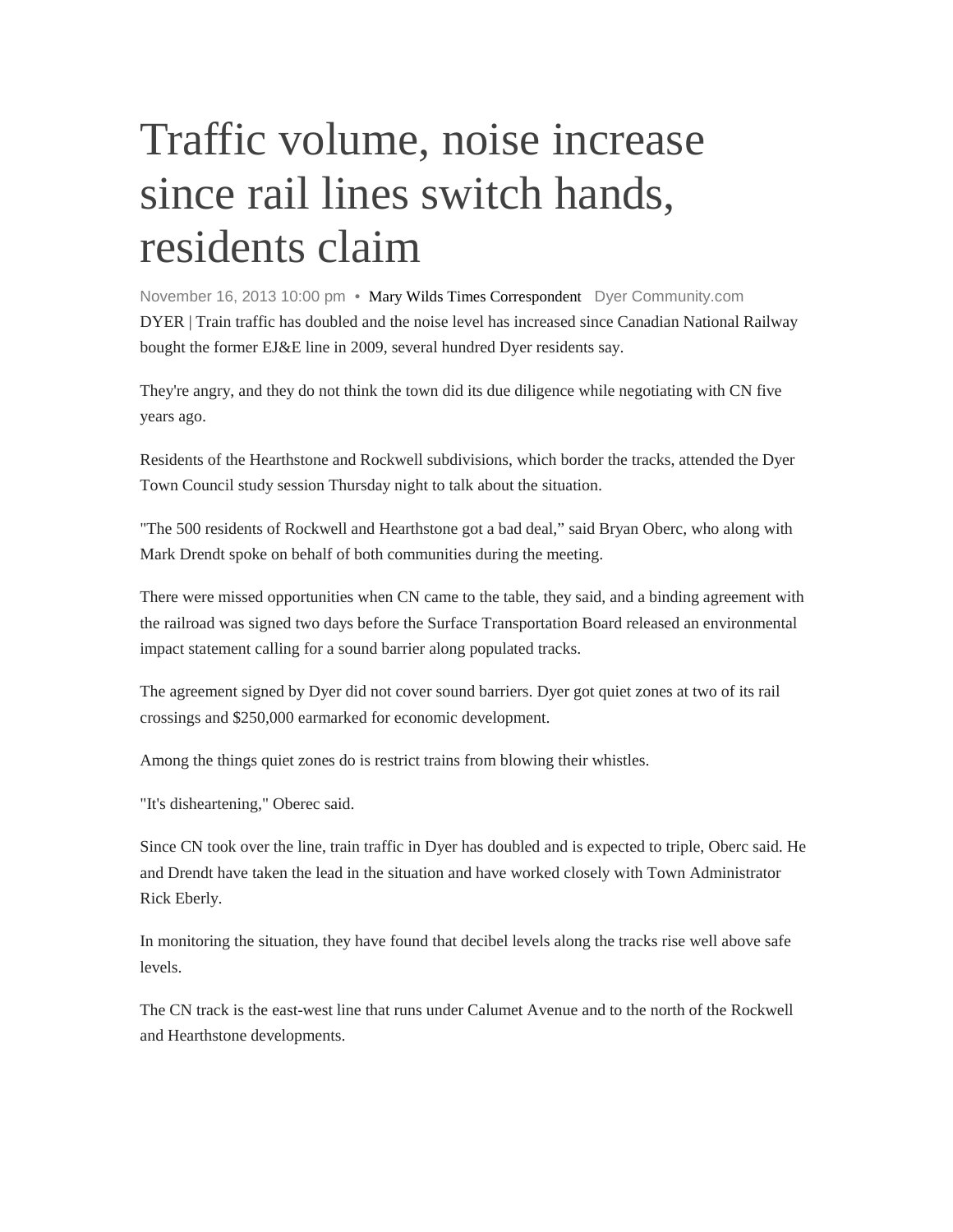# Traffic volume, noise increase since rail lines switch hands, residents claim

November 16, 2013 10:00 pm • Mary Wilds Times Correspondent Dyer Community.com

DYER | Train traffic has doubled and the noise level has increased since Canadian National Railway bought the former EJ&E line in 2009, several hundred Dyer residents say.

They're angry, and they do not think the town did its due diligence while negotiating with CN five years ago.

Residents of the Hearthstone and Rockwell subdivisions, which border the tracks, attended the Dyer Town Council study session Thursday night to talk about the situation.

"The 500 residents of Rockwell and Hearthstone got a bad deal," said Bryan Oberc, who along with Mark Drendt spoke on behalf of both communities during the meeting.

There were missed opportunities when CN came to the table, they said, and a binding agreement with the railroad was signed two days before the Surface Transportation Board released an environmental impact statement calling for a sound barrier along populated tracks.

The agreement signed by Dyer did not cover sound barriers. Dyer got quiet zones at two of its rail crossings and $250,000 earmarked for economic development.

Among the things quiet zones do is restrict trains from blowing their whistles.

"It's disheartening," Oberec said.

Since CN took over the line, train traffic in Dyer has doubled and is expected to triple, Oberc said. He and Drendt have taken the lead in the situation and have worked closely with Town Administrator Rick Eberly.

In monitoring the situation, they have found that decibel levels along the tracks rise well above safe levels.

The CN track is the east-west line that runs under Calumet Avenue and to the north of the Rockwell and Hearthstone developments.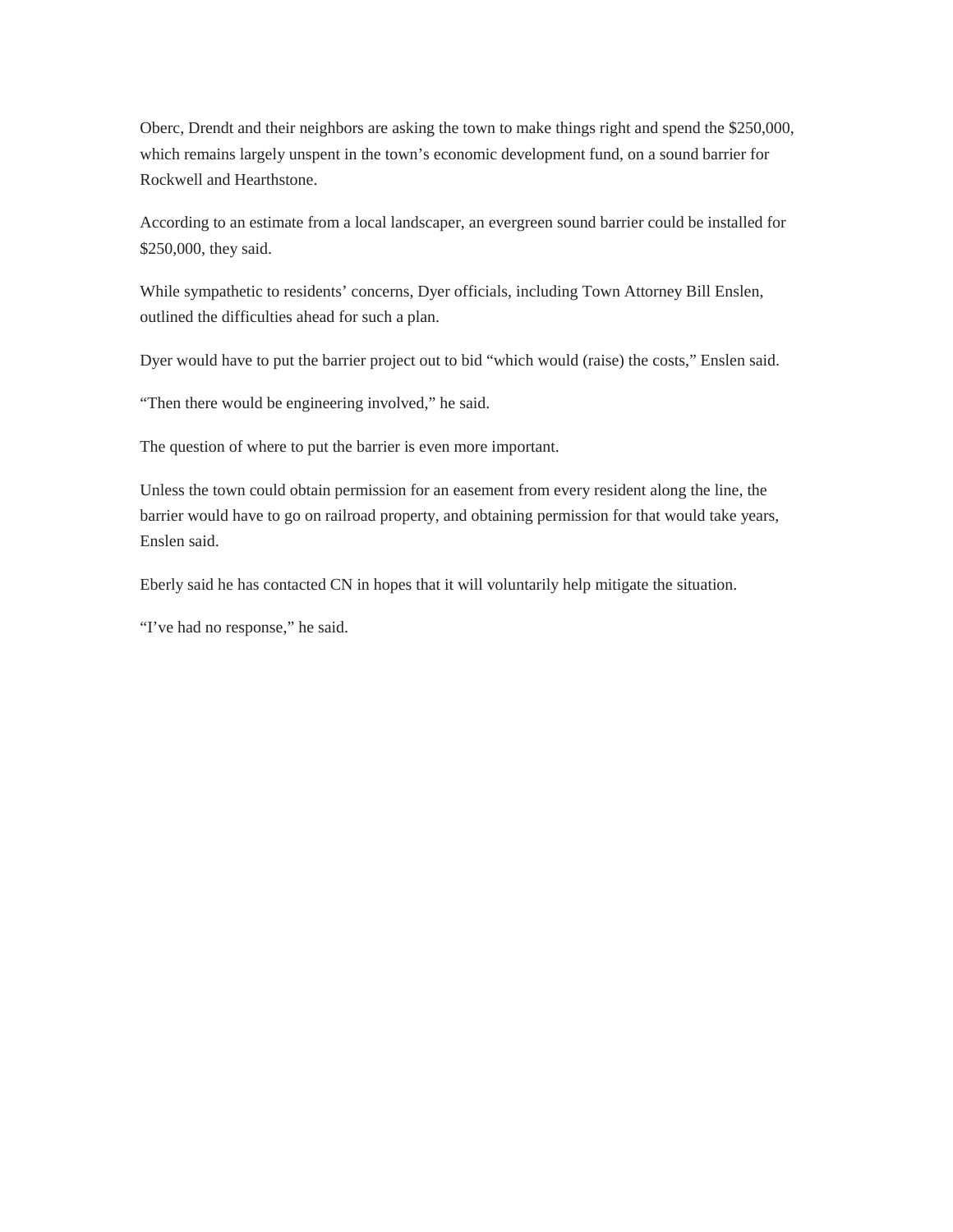Oberc, Drendt and their neighbors are asking the town to make things right and spend the $250,000, which remains largely unspent in the town's economic development fund, on a sound barrier for Rockwell and Hearthstone.

According to an estimate from a local landscaper, an evergreen sound barrier could be installed for $250,000, they said.

While sympathetic to residents' concerns, Dyer officials, including Town Attorney Bill Enslen, outlined the difficulties ahead for such a plan.

Dyer would have to put the barrier project out to bid "which would (raise) the costs," Enslen said.

"Then there would be engineering involved," he said.

The question of where to put the barrier is even more important.

Unless the town could obtain permission for an easement from every resident along the line, the barrier would have to go on railroad property, and obtaining permission for that would take years, Enslen said.

Eberly said he has contacted CN in hopes that it will voluntarily help mitigate the situation.

"I've had no response," he said.